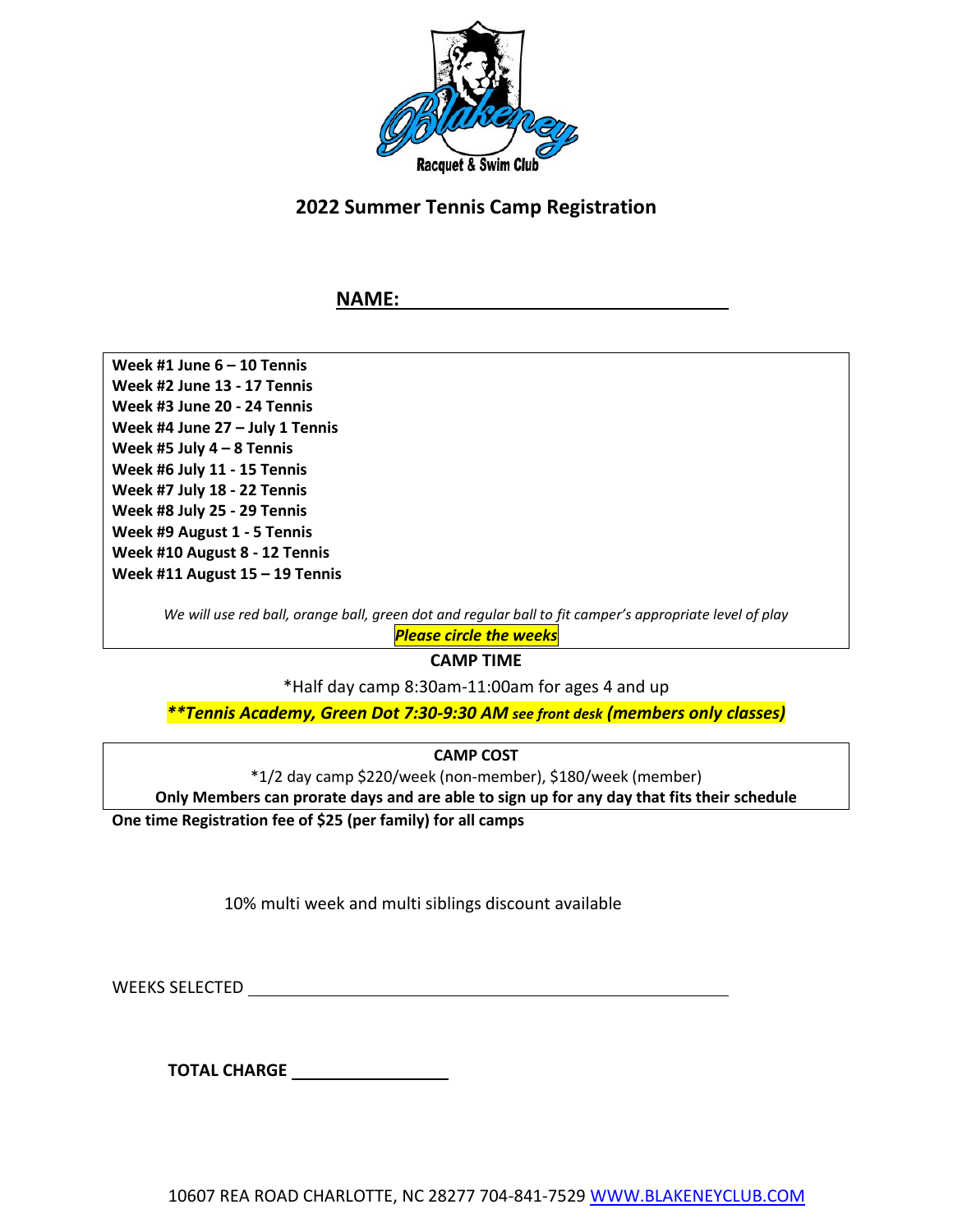Blakeney Racquet & Swim Club

## 2022 Summer Tennis Camp Registration

**NAME:** ______________________________

**Week #1 June 6 – 10 Tennis**
**Week #2 June 13 - 17 Tennis**
**Week #3 June 20 - 24 Tennis**
**Week #4 June 27 – July 1 Tennis**
**Week #5 July 4 – 8 Tennis**
**Week #6 July 11 - 15 Tennis**
**Week #7 July 18 - 22 Tennis**
**Week #8 July 25 - 29 Tennis**
**Week #9 August 1 - 5 Tennis**
**Week #10 August 8 - 12 Tennis**
**Week #11 August 15 – 19 Tennis**

*We will use red ball, orange ball, green dot and regular ball to fit camper's appropriate level of play*

***Please circle the weeks***

**CAMP TIME**

*Half day camp 8:30am-11:00am for ages 4 and up

***\*\*Tennis Academy, Green Dot 7:30-9:30 AM see front desk (members only classes)***

**CAMP COST**

*1/2 day camp $220/week (non-member), $180/week (member)

**Only Members can prorate days and are able to sign up for any day that fits their schedule**

**One time Registration fee of $25 (per family) for all camps**

10% multi week and multi siblings discount available

WEEKS SELECTED ______________________________

**TOTAL CHARGE** ______________

10607 REA ROAD CHARLOTTE, NC 28277 704-841-7529 WWW.BLAKENEYCLUB.COM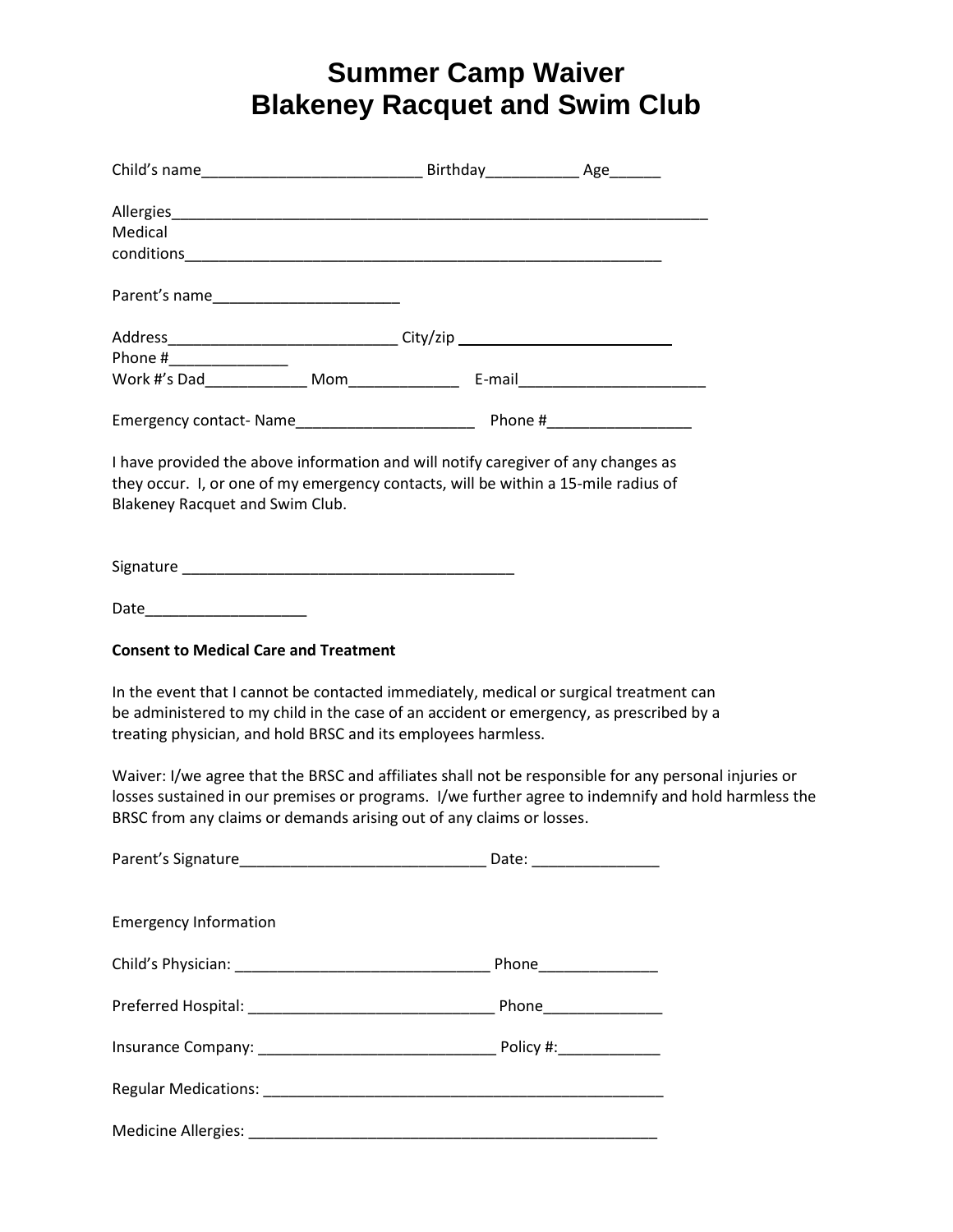# Summer Camp Waiver
# Blakeney Racquet and Swim Club

Child's name__________________________ Birthday___________ Age______

Allergies_________________________________________________________________
Medical conditions_________________________________________________________

Parent's name______________________

Address___________________________ City/zip _________________________
Phone #______________
Work #'s Dad____________ Mom_____________ E-mail______________________

Emergency contact- Name_____________________ Phone #_________________

I have provided the above information and will notify caregiver of any changes as they occur. I, or one of my emergency contacts, will be within a 15-mile radius of Blakeney Racquet and Swim Club.

Signature ________________________________________

Date___________________

**Consent to Medical Care and Treatment**

In the event that I cannot be contacted immediately, medical or surgical treatment can be administered to my child in the case of an accident or emergency, as prescribed by a treating physician, and hold BRSC and its employees harmless.

Waiver: I/we agree that the BRSC and affiliates shall not be responsible for any personal injuries or losses sustained in our premises or programs. I/we further agree to indemnify and hold harmless the BRSC from any claims or demands arising out of any claims or losses.

Parent's Signature_____________________________ Date: _______________

Emergency Information

Child's Physician: ______________________________ Phone______________

Preferred Hospital: _____________________________ Phone______________

Insurance Company: ____________________________ Policy #:____________

Regular Medications: _________________________________________________

Medicine Allergies: __________________________________________________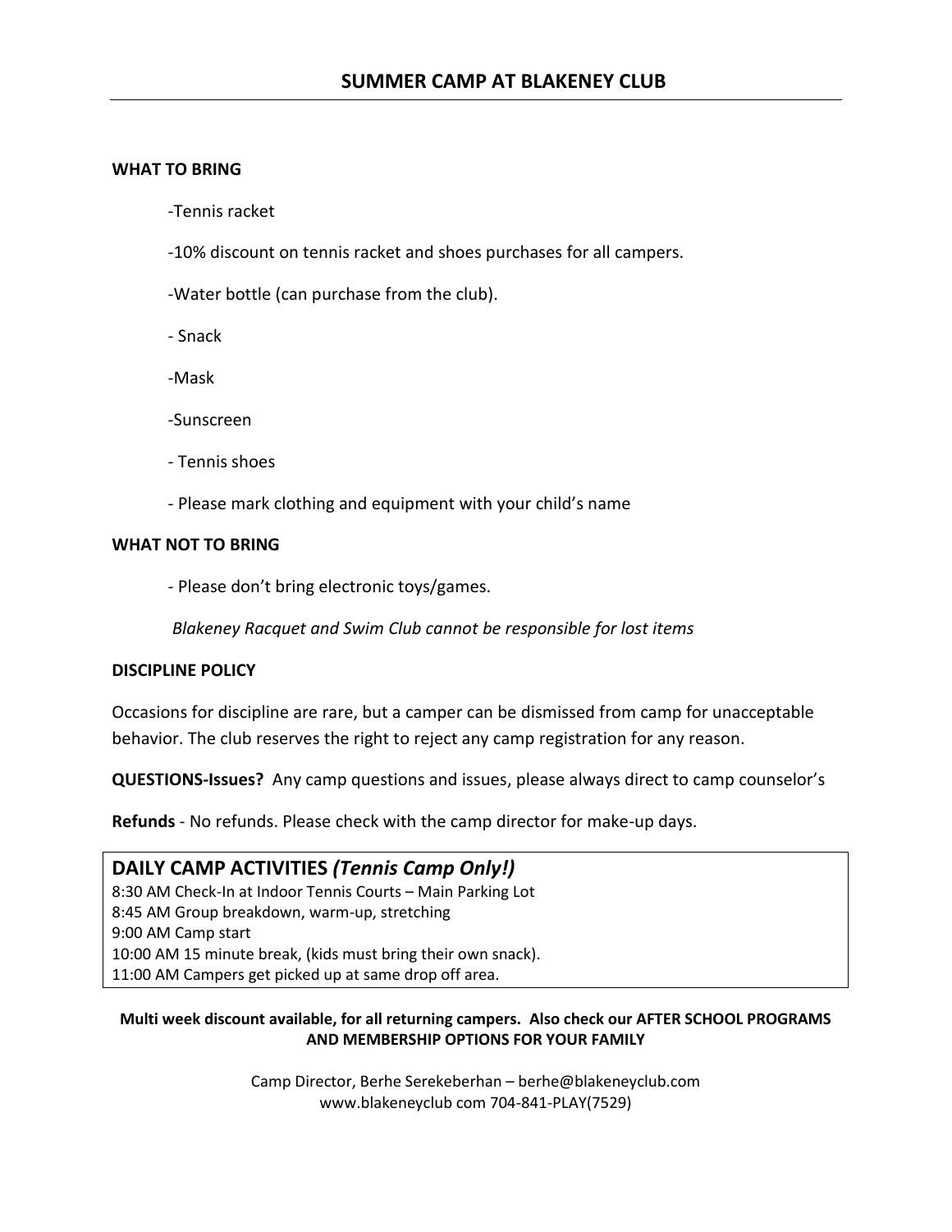# SUMMER CAMP AT BLAKENEY CLUB

**WHAT TO BRING**

- -Tennis racket
- -10% discount on tennis racket and shoes purchases for all campers.
- -Water bottle (can purchase from the club).
- - Snack
- -Mask
- -Sunscreen
- - Tennis shoes
- - Please mark clothing and equipment with your child's name

**WHAT NOT TO BRING**

- - Please don't bring electronic toys/games.

*Blakeney Racquet and Swim Club cannot be responsible for lost items*

**DISCIPLINE POLICY**

Occasions for discipline are rare, but a camper can be dismissed from camp for unacceptable behavior. The club reserves the right to reject any camp registration for any reason.

**QUESTIONS-Issues?** Any camp questions and issues, please always direct to camp counselor's

**Refunds** - No refunds. Please check with the camp director for make-up days.

## DAILY CAMP ACTIVITIES *(Tennis Camp Only!)*

8:30 AM Check-In at Indoor Tennis Courts – Main Parking Lot
8:45 AM Group breakdown, warm-up, stretching
9:00 AM Camp start
10:00 AM 15 minute break, (kids must bring their own snack).
11:00 AM Campers get picked up at same drop off area.

**Multi week discount available, for all returning campers. Also check our AFTER SCHOOL PROGRAMS AND MEMBERSHIP OPTIONS FOR YOUR FAMILY**

Camp Director, Berhe Serekeberhan – berhe@blakeneyclub.com
www.blakeneyclub com 704-841-PLAY(7529)